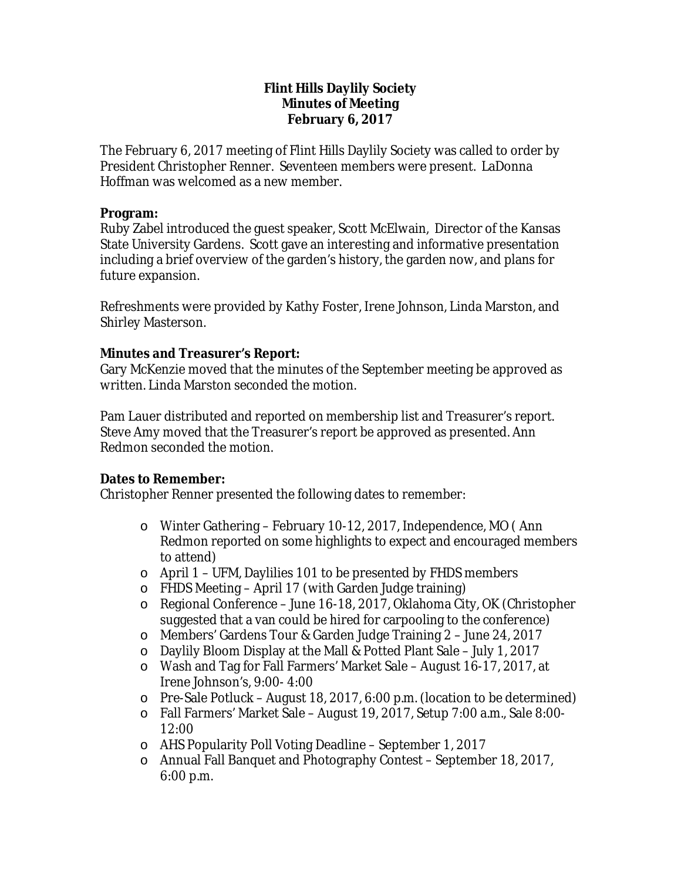# Flint Hills Daylily Society
## Minutes of Meeting
## February 6, 2017

The February 6, 2017 meeting of Flint Hills Daylily Society was called to order by President Christopher Renner. Seventeen members were present. LaDonna Hoffman was welcomed as a new member.

**Program:**
Ruby Zabel introduced the guest speaker, Scott McElwain, Director of the Kansas State University Gardens. Scott gave an interesting and informative presentation including a brief overview of the garden's history, the garden now, and plans for future expansion.

Refreshments were provided by Kathy Foster, Irene Johnson, Linda Marston, and Shirley Masterson.

**Minutes and Treasurer's Report:**
Gary McKenzie moved that the minutes of the September meeting be approved as written. Linda Marston seconded the motion.

Pam Lauer distributed and reported on membership list and Treasurer's report. Steve Amy moved that the Treasurer's report be approved as presented. Ann Redmon seconded the motion.

**Dates to Remember:**
Christopher Renner presented the following dates to remember:

- Winter Gathering – February 10-12, 2017, Independence, MO ( Ann Redmon reported on some highlights to expect and encouraged members to attend)
- April 1 – UFM, Daylilies 101 to be presented by FHDS members
- FHDS Meeting – April 17 (with Garden Judge training)
- Regional Conference – June 16-18, 2017, Oklahoma City, OK (Christopher suggested that a van could be hired for carpooling to the conference)
- Members' Gardens Tour & Garden Judge Training 2 – June 24, 2017
- Daylily Bloom Display at the Mall & Potted Plant Sale – July 1, 2017
- Wash and Tag for Fall Farmers' Market Sale – August 16-17, 2017, at Irene Johnson's, 9:00- 4:00
- Pre-Sale Potluck – August 18, 2017, 6:00 p.m. (location to be determined)
- Fall Farmers' Market Sale – August 19, 2017, Setup 7:00 a.m., Sale 8:00-12:00
- AHS Popularity Poll Voting Deadline – September 1, 2017
- Annual Fall Banquet and Photography Contest – September 18, 2017, 6:00 p.m.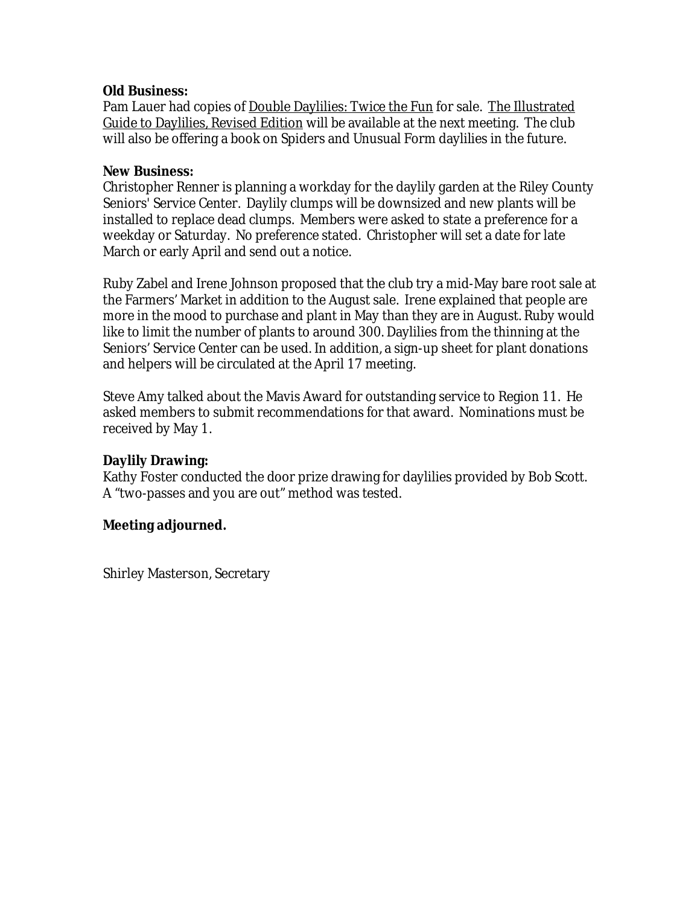**Old Business:**
Pam Lauer had copies of Double Daylilies: Twice the Fun for sale. The Illustrated Guide to Daylilies, Revised Edition will be available at the next meeting. The club will also be offering a book on Spiders and Unusual Form daylilies in the future.

**New Business:**
Christopher Renner is planning a workday for the daylily garden at the Riley County Seniors' Service Center. Daylily clumps will be downsized and new plants will be installed to replace dead clumps. Members were asked to state a preference for a weekday or Saturday. No preference stated. Christopher will set a date for late March or early April and send out a notice.

Ruby Zabel and Irene Johnson proposed that the club try a mid-May bare root sale at the Farmers' Market in addition to the August sale. Irene explained that people are more in the mood to purchase and plant in May than they are in August. Ruby would like to limit the number of plants to around 300. Daylilies from the thinning at the Seniors' Service Center can be used. In addition, a sign-up sheet for plant donations and helpers will be circulated at the April 17 meeting.

Steve Amy talked about the Mavis Award for outstanding service to Region 11. He asked members to submit recommendations for that award. Nominations must be received by May 1.

**Daylily Drawing:**
Kathy Foster conducted the door prize drawing for daylilies provided by Bob Scott. A "two-passes and you are out" method was tested.

**Meeting adjourned.**

Shirley Masterson, Secretary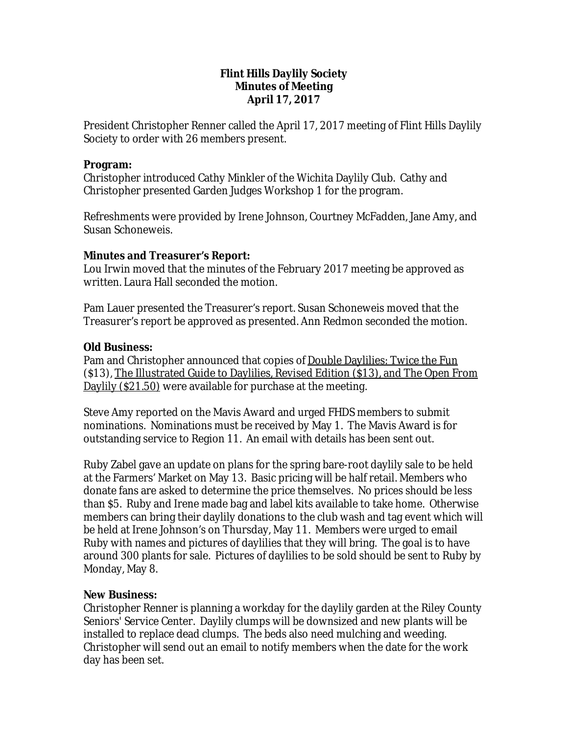**Flint Hills Daylily Society**
**Minutes of Meeting**
**April 17, 2017**

President Christopher Renner called the April 17, 2017 meeting of Flint Hills Daylily Society to order with 26 members present.

**Program:**
Christopher introduced Cathy Minkler of the Wichita Daylily Club. Cathy and Christopher presented Garden Judges Workshop 1 for the program.

Refreshments were provided by Irene Johnson, Courtney McFadden, Jane Amy, and Susan Schoneweis.

**Minutes and Treasurer's Report:**
Lou Irwin moved that the minutes of the February 2017 meeting be approved as written. Laura Hall seconded the motion.

Pam Lauer presented the Treasurer's report. Susan Schoneweis moved that the Treasurer's report be approved as presented. Ann Redmon seconded the motion.

**Old Business:**
Pam and Christopher announced that copies of Double Daylilies: Twice the Fun ($13), The Illustrated Guide to Daylilies, Revised Edition ($13), and The Open From Daylily ($21.50) were available for purchase at the meeting.

Steve Amy reported on the Mavis Award and urged FHDS members to submit nominations. Nominations must be received by May 1. The Mavis Award is for outstanding service to Region 11. An email with details has been sent out.

Ruby Zabel gave an update on plans for the spring bare-root daylily sale to be held at the Farmers' Market on May 13. Basic pricing will be half retail. Members who donate fans are asked to determine the price themselves. No prices should be less than $5. Ruby and Irene made bag and label kits available to take home. Otherwise members can bring their daylily donations to the club wash and tag event which will be held at Irene Johnson's on Thursday, May 11. Members were urged to email Ruby with names and pictures of daylilies that they will bring. The goal is to have around 300 plants for sale. Pictures of daylilies to be sold should be sent to Ruby by Monday, May 8.

**New Business:**
Christopher Renner is planning a workday for the daylily garden at the Riley County Seniors' Service Center. Daylily clumps will be downsized and new plants will be installed to replace dead clumps. The beds also need mulching and weeding. Christopher will send out an email to notify members when the date for the work day has been set.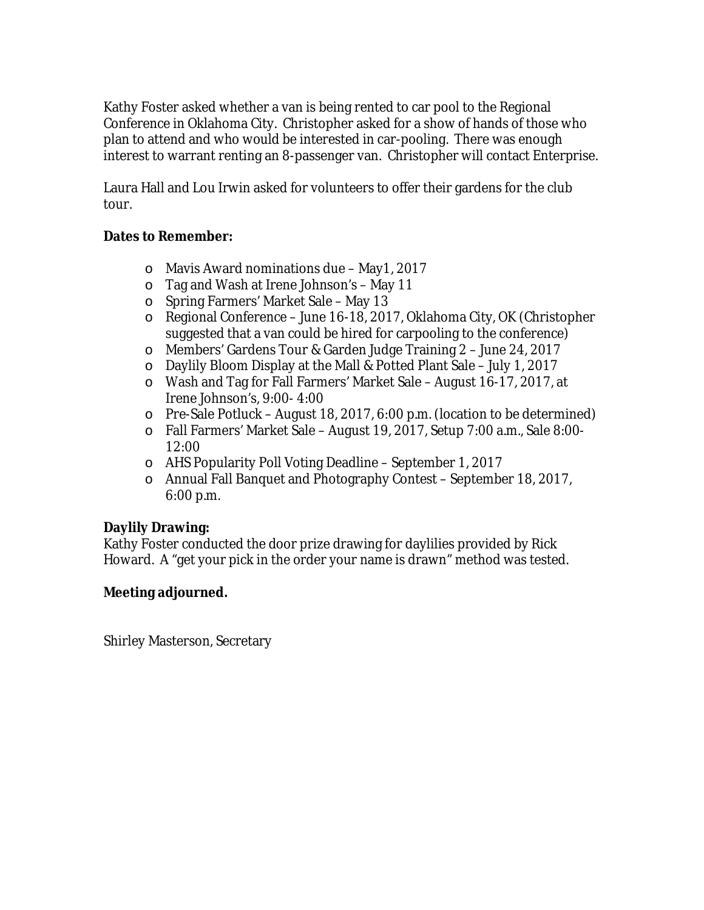Kathy Foster asked whether a van is being rented to car pool to the Regional Conference in Oklahoma City. Christopher asked for a show of hands of those who plan to attend and who would be interested in car-pooling. There was enough interest to warrant renting an 8-passenger van. Christopher will contact Enterprise.

Laura Hall and Lou Irwin asked for volunteers to offer their gardens for the club tour.

**Dates to Remember:**

- Mavis Award nominations due – May1, 2017
- Tag and Wash at Irene Johnson's – May 11
- Spring Farmers' Market Sale – May 13
- Regional Conference – June 16-18, 2017, Oklahoma City, OK (Christopher suggested that a van could be hired for carpooling to the conference)
- Members' Gardens Tour & Garden Judge Training 2 – June 24, 2017
- Daylily Bloom Display at the Mall & Potted Plant Sale – July 1, 2017
- Wash and Tag for Fall Farmers' Market Sale – August 16-17, 2017, at Irene Johnson's, 9:00- 4:00
- Pre-Sale Potluck – August 18, 2017, 6:00 p.m. (location to be determined)
- Fall Farmers' Market Sale – August 19, 2017, Setup 7:00 a.m., Sale 8:00-12:00
- AHS Popularity Poll Voting Deadline – September 1, 2017
- Annual Fall Banquet and Photography Contest – September 18, 2017, 6:00 p.m.

**Daylily Drawing:**
Kathy Foster conducted the door prize drawing for daylilies provided by Rick Howard. A "get your pick in the order your name is drawn" method was tested.

**Meeting adjourned.**

Shirley Masterson, Secretary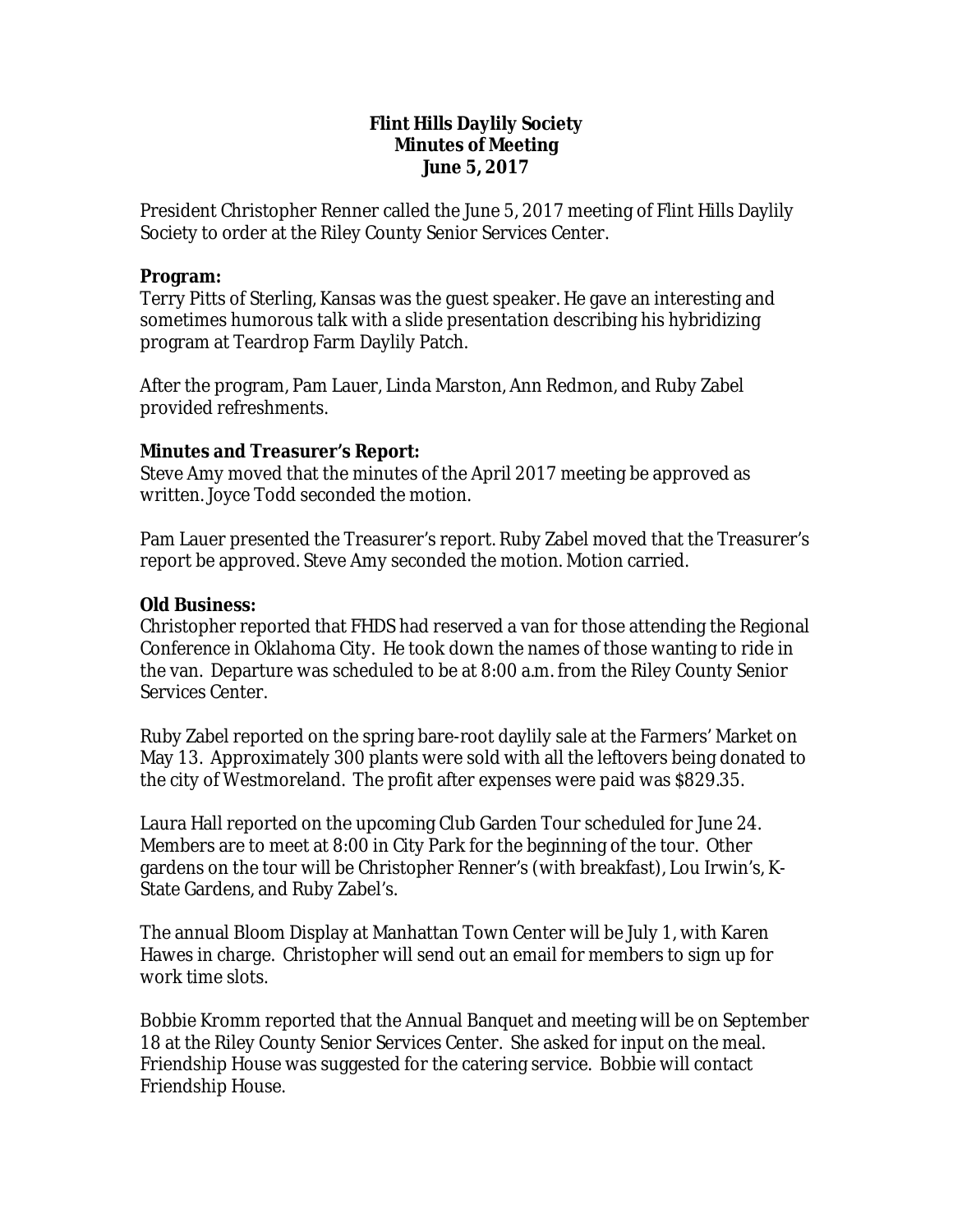**Flint Hills Daylily Society**
**Minutes of Meeting**
**June 5, 2017**

President Christopher Renner called the June 5, 2017 meeting of Flint Hills Daylily Society to order at the Riley County Senior Services Center.

**Program:**
Terry Pitts of Sterling, Kansas was the guest speaker. He gave an interesting and sometimes humorous talk with a slide presentation describing his hybridizing program at Teardrop Farm Daylily Patch.

After the program, Pam Lauer, Linda Marston, Ann Redmon, and Ruby Zabel provided refreshments.

**Minutes and Treasurer's Report:**
Steve Amy moved that the minutes of the April 2017 meeting be approved as written. Joyce Todd seconded the motion.

Pam Lauer presented the Treasurer's report. Ruby Zabel moved that the Treasurer's report be approved. Steve Amy seconded the motion. Motion carried.

**Old Business:**
Christopher reported that FHDS had reserved a van for those attending the Regional Conference in Oklahoma City. He took down the names of those wanting to ride in the van. Departure was scheduled to be at 8:00 a.m. from the Riley County Senior Services Center.

Ruby Zabel reported on the spring bare-root daylily sale at the Farmers' Market on May 13. Approximately 300 plants were sold with all the leftovers being donated to the city of Westmoreland. The profit after expenses were paid was $829.35.

Laura Hall reported on the upcoming Club Garden Tour scheduled for June 24. Members are to meet at 8:00 in City Park for the beginning of the tour. Other gardens on the tour will be Christopher Renner's (with breakfast), Lou Irwin's, K-State Gardens, and Ruby Zabel's.

The annual Bloom Display at Manhattan Town Center will be July 1, with Karen Hawes in charge. Christopher will send out an email for members to sign up for work time slots.

Bobbie Kromm reported that the Annual Banquet and meeting will be on September 18 at the Riley County Senior Services Center. She asked for input on the meal. Friendship House was suggested for the catering service. Bobbie will contact Friendship House.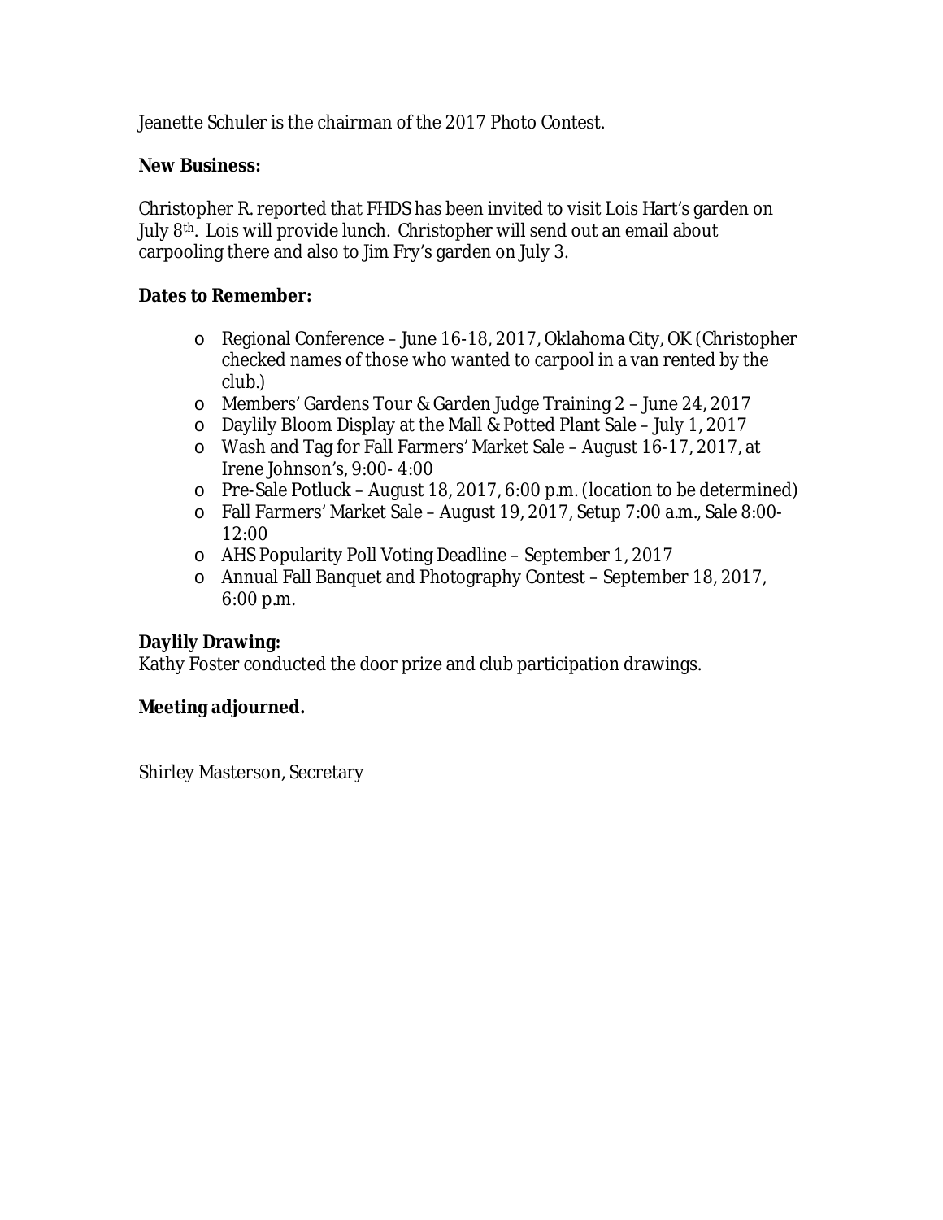Jeanette Schuler is the chairman of the 2017 Photo Contest.

**New Business:**

Christopher R. reported that FHDS has been invited to visit Lois Hart's garden on July 8th. Lois will provide lunch. Christopher will send out an email about carpooling there and also to Jim Fry's garden on July 3.

**Dates to Remember:**

- Regional Conference – June 16-18, 2017, Oklahoma City, OK (Christopher checked names of those who wanted to carpool in a van rented by the club.)
- Members' Gardens Tour & Garden Judge Training 2 – June 24, 2017
- Daylily Bloom Display at the Mall & Potted Plant Sale – July 1, 2017
- Wash and Tag for Fall Farmers' Market Sale – August 16-17, 2017, at Irene Johnson's, 9:00- 4:00
- Pre-Sale Potluck – August 18, 2017, 6:00 p.m. (location to be determined)
- Fall Farmers' Market Sale – August 19, 2017, Setup 7:00 a.m., Sale 8:00-12:00
- AHS Popularity Poll Voting Deadline – September 1, 2017
- Annual Fall Banquet and Photography Contest – September 18, 2017, 6:00 p.m.

**Daylily Drawing:**
Kathy Foster conducted the door prize and club participation drawings.

**Meeting adjourned.**

Shirley Masterson, Secretary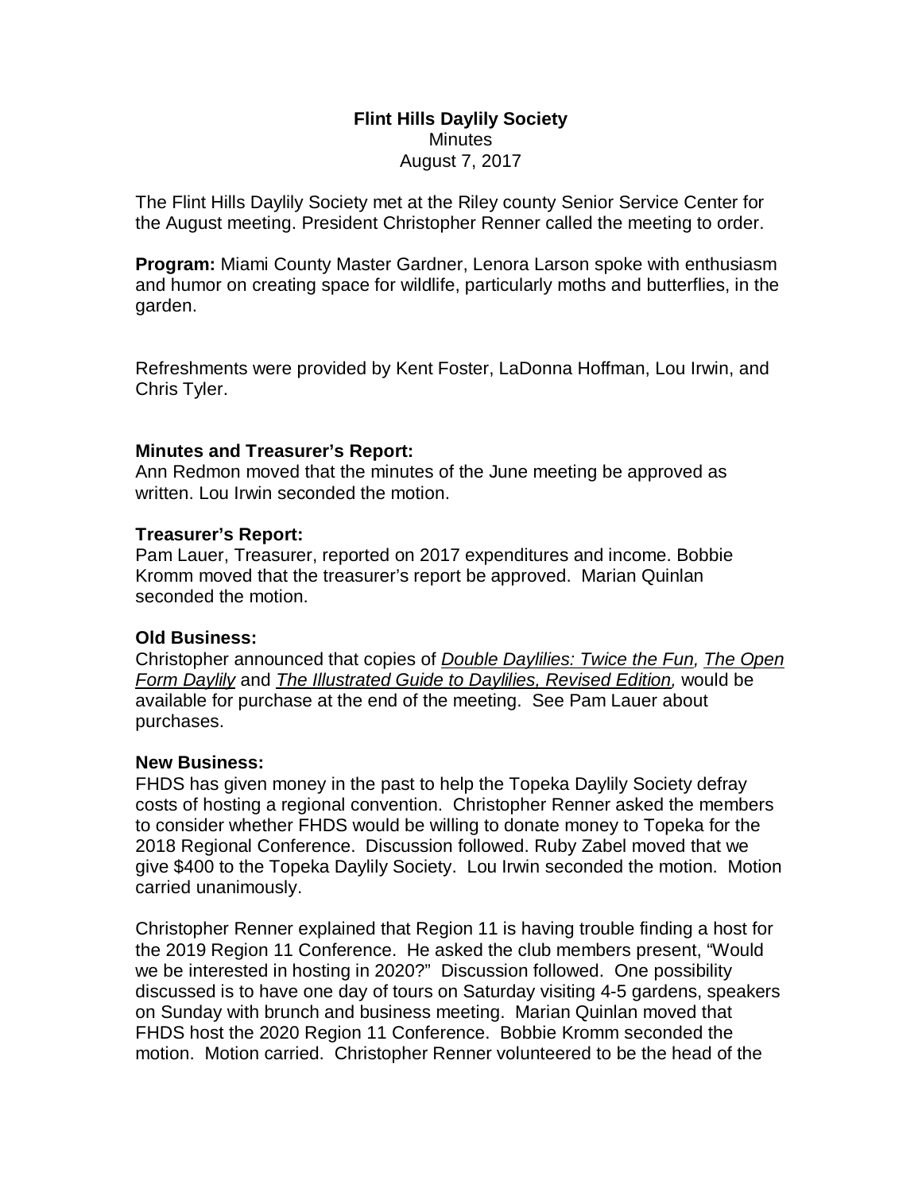**Flint Hills Daylily Society**
Minutes
August 7, 2017

The Flint Hills Daylily Society met at the Riley county Senior Service Center for the August meeting. President Christopher Renner called the meeting to order.

**Program:** Miami County Master Gardner, Lenora Larson spoke with enthusiasm and humor on creating space for wildlife, particularly moths and butterflies, in the garden.

Refreshments were provided by Kent Foster, LaDonna Hoffman, Lou Irwin, and Chris Tyler.

**Minutes and Treasurer's Report:**
Ann Redmon moved that the minutes of the June meeting be approved as written. Lou Irwin seconded the motion.

**Treasurer's Report:**
Pam Lauer, Treasurer, reported on 2017 expenditures and income. Bobbie Kromm moved that the treasurer's report be approved. Marian Quinlan seconded the motion.

**Old Business:**
Christopher announced that copies of *Double Daylilies: Twice the Fun, The Open Form Daylily* and *The Illustrated Guide to Daylilies, Revised Edition,* would be available for purchase at the end of the meeting. See Pam Lauer about purchases.

**New Business:**
FHDS has given money in the past to help the Topeka Daylily Society defray costs of hosting a regional convention. Christopher Renner asked the members to consider whether FHDS would be willing to donate money to Topeka for the 2018 Regional Conference. Discussion followed. Ruby Zabel moved that we give $400 to the Topeka Daylily Society. Lou Irwin seconded the motion. Motion carried unanimously.

Christopher Renner explained that Region 11 is having trouble finding a host for the 2019 Region 11 Conference. He asked the club members present, "Would we be interested in hosting in 2020?" Discussion followed. One possibility discussed is to have one day of tours on Saturday visiting 4-5 gardens, speakers on Sunday with brunch and business meeting. Marian Quinlan moved that FHDS host the 2020 Region 11 Conference. Bobbie Kromm seconded the motion. Motion carried. Christopher Renner volunteered to be the head of the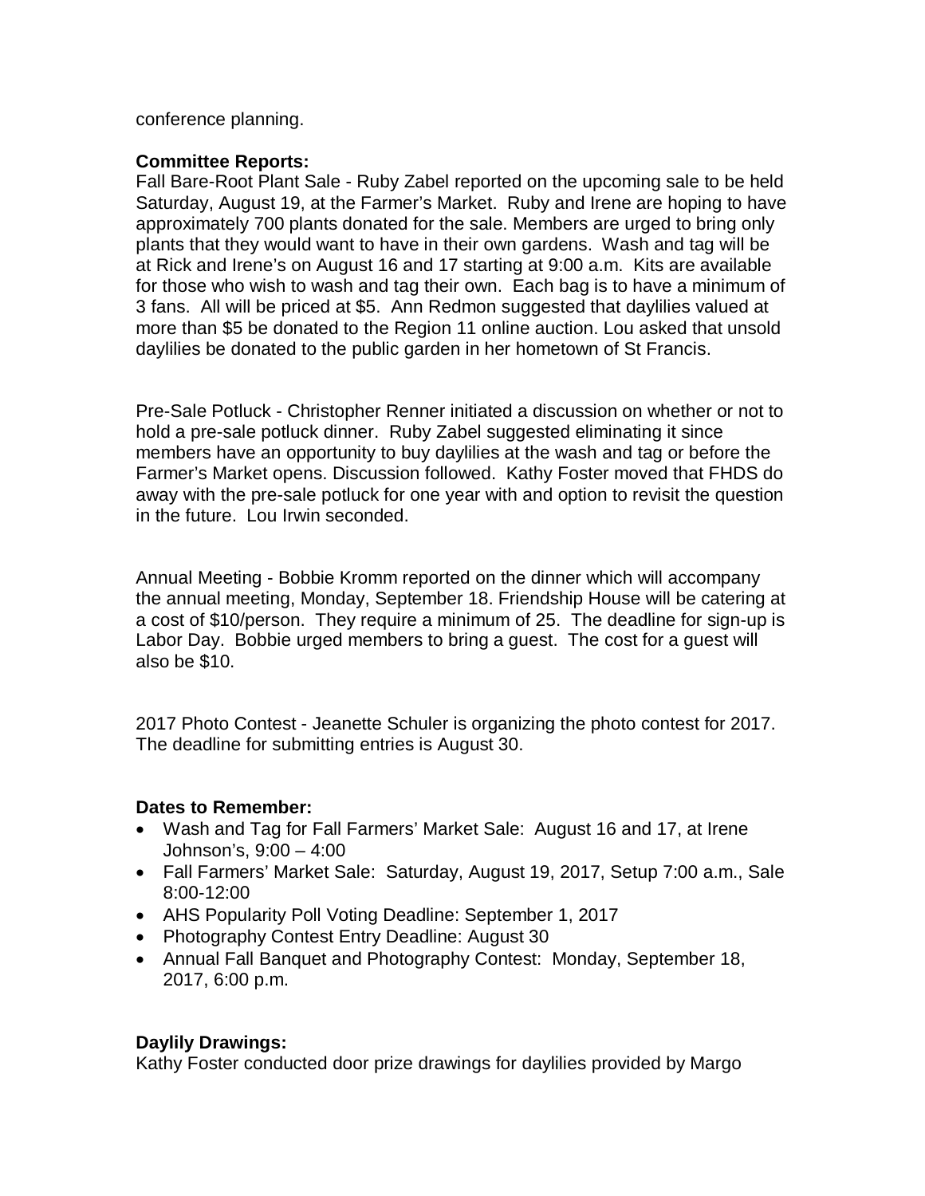conference planning.

**Committee Reports:**
Fall Bare-Root Plant Sale - Ruby Zabel reported on the upcoming sale to be held Saturday, August 19, at the Farmer's Market. Ruby and Irene are hoping to have approximately 700 plants donated for the sale. Members are urged to bring only plants that they would want to have in their own gardens. Wash and tag will be at Rick and Irene's on August 16 and 17 starting at 9:00 a.m. Kits are available for those who wish to wash and tag their own. Each bag is to have a minimum of 3 fans. All will be priced at $5. Ann Redmon suggested that daylilies valued at more than $5 be donated to the Region 11 online auction. Lou asked that unsold daylilies be donated to the public garden in her hometown of St Francis.

Pre-Sale Potluck - Christopher Renner initiated a discussion on whether or not to hold a pre-sale potluck dinner. Ruby Zabel suggested eliminating it since members have an opportunity to buy daylilies at the wash and tag or before the Farmer's Market opens. Discussion followed. Kathy Foster moved that FHDS do away with the pre-sale potluck for one year with and option to revisit the question in the future. Lou Irwin seconded.

Annual Meeting - Bobbie Kromm reported on the dinner which will accompany the annual meeting, Monday, September 18. Friendship House will be catering at a cost of $10/person. They require a minimum of 25. The deadline for sign-up is Labor Day. Bobbie urged members to bring a guest. The cost for a guest will also be $10.

2017 Photo Contest - Jeanette Schuler is organizing the photo contest for 2017. The deadline for submitting entries is August 30.

**Dates to Remember:**

- Wash and Tag for Fall Farmers' Market Sale: August 16 and 17, at Irene Johnson's, 9:00 – 4:00
- Fall Farmers' Market Sale: Saturday, August 19, 2017, Setup 7:00 a.m., Sale 8:00-12:00
- AHS Popularity Poll Voting Deadline: September 1, 2017
- Photography Contest Entry Deadline: August 30
- Annual Fall Banquet and Photography Contest: Monday, September 18, 2017, 6:00 p.m.

**Daylily Drawings:**
Kathy Foster conducted door prize drawings for daylilies provided by Margo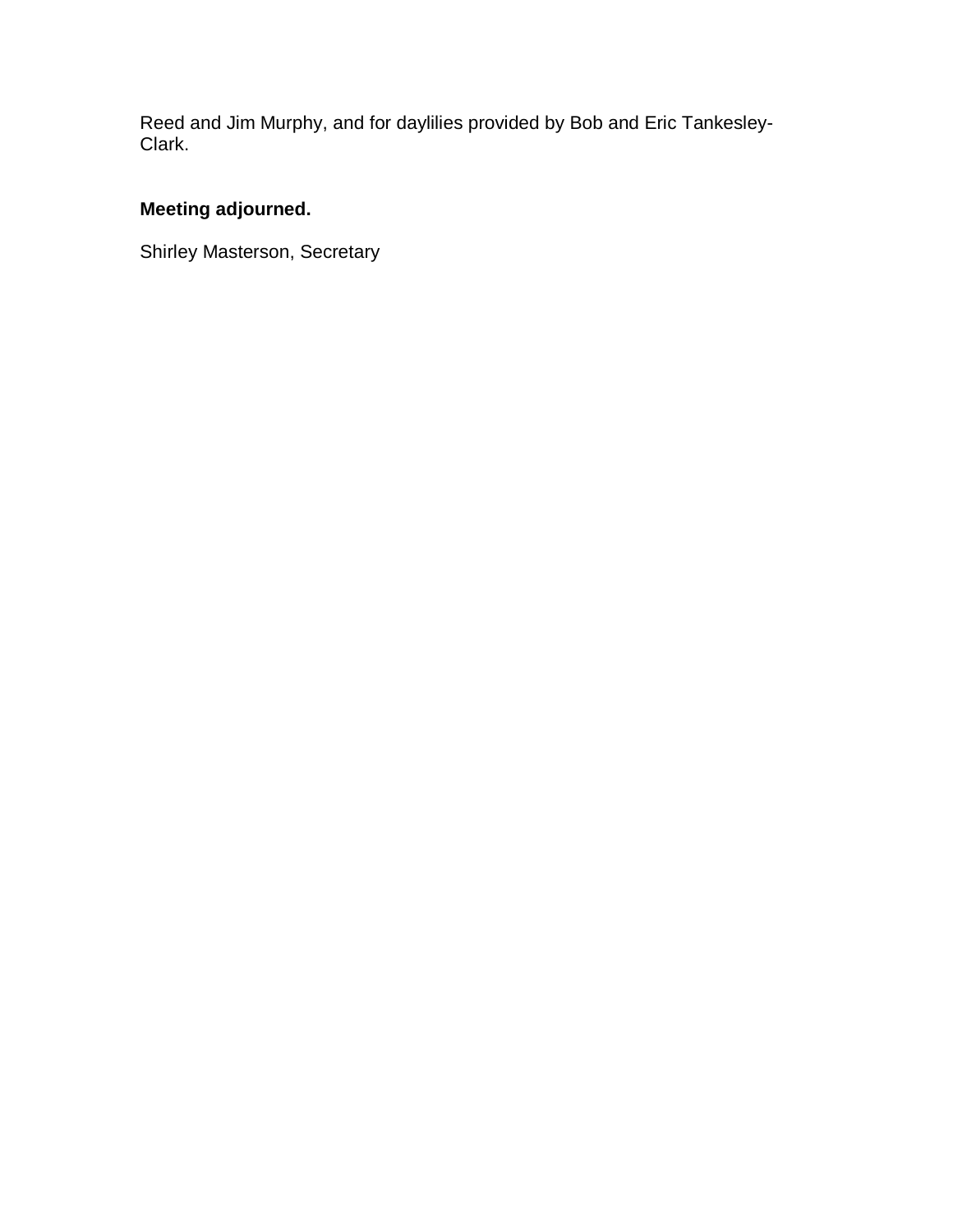Reed and Jim Murphy, and for daylilies provided by Bob and Eric Tankesley-Clark.

**Meeting adjourned.**

Shirley Masterson, Secretary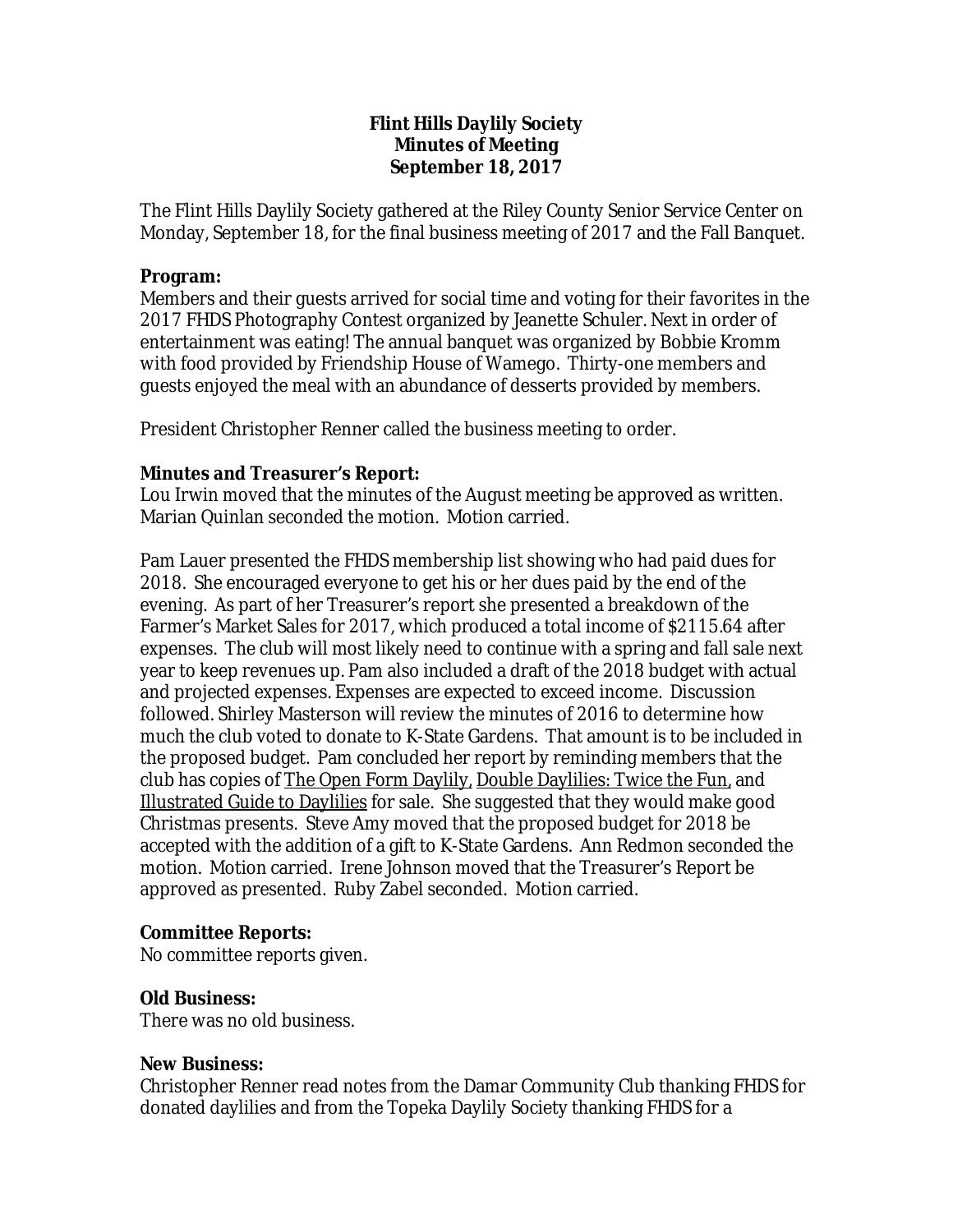**Flint Hills Daylily Society**
**Minutes of Meeting**
**September 18, 2017**

The Flint Hills Daylily Society gathered at the Riley County Senior Service Center on Monday, September 18, for the final business meeting of 2017 and the Fall Banquet.

**Program:**
Members and their guests arrived for social time and voting for their favorites in the 2017 FHDS Photography Contest organized by Jeanette Schuler. Next in order of entertainment was eating! The annual banquet was organized by Bobbie Kromm with food provided by Friendship House of Wamego. Thirty-one members and guests enjoyed the meal with an abundance of desserts provided by members.

President Christopher Renner called the business meeting to order.

**Minutes and Treasurer's Report:**
Lou Irwin moved that the minutes of the August meeting be approved as written. Marian Quinlan seconded the motion. Motion carried.

Pam Lauer presented the FHDS membership list showing who had paid dues for 2018. She encouraged everyone to get his or her dues paid by the end of the evening. As part of her Treasurer's report she presented a breakdown of the Farmer's Market Sales for 2017, which produced a total income of $2115.64 after expenses. The club will most likely need to continue with a spring and fall sale next year to keep revenues up. Pam also included a draft of the 2018 budget with actual and projected expenses. Expenses are expected to exceed income. Discussion followed. Shirley Masterson will review the minutes of 2016 to determine how much the club voted to donate to K-State Gardens. That amount is to be included in the proposed budget. Pam concluded her report by reminding members that the club has copies of <u>The Open Form Daylily</u>, <u>Double Daylilies: Twice the Fun</u>, and <u>Illustrated Guide to Daylilies</u> for sale. She suggested that they would make good Christmas presents. Steve Amy moved that the proposed budget for 2018 be accepted with the addition of a gift to K-State Gardens. Ann Redmon seconded the motion. Motion carried. Irene Johnson moved that the Treasurer's Report be approved as presented. Ruby Zabel seconded. Motion carried.

**Committee Reports:**
No committee reports given.

**Old Business:**
There was no old business.

**New Business:**
Christopher Renner read notes from the Damar Community Club thanking FHDS for donated daylilies and from the Topeka Daylily Society thanking FHDS for a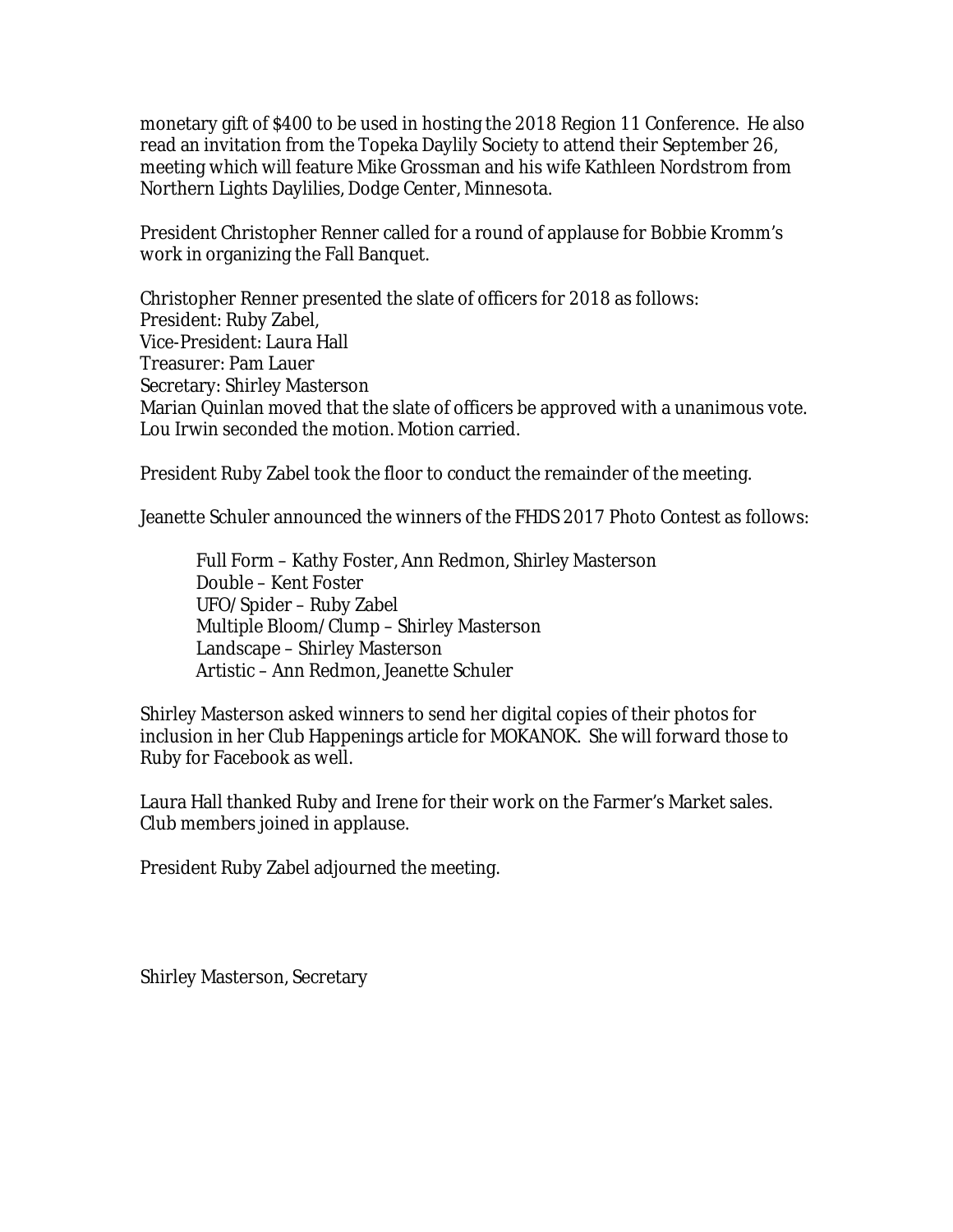monetary gift of $400 to be used in hosting the 2018 Region 11 Conference. He also read an invitation from the Topeka Daylily Society to attend their September 26, meeting which will feature Mike Grossman and his wife Kathleen Nordstrom from Northern Lights Daylilies, Dodge Center, Minnesota.

President Christopher Renner called for a round of applause for Bobbie Kromm's work in organizing the Fall Banquet.

Christopher Renner presented the slate of officers for 2018 as follows:
President: Ruby Zabel,
Vice-President: Laura Hall
Treasurer: Pam Lauer
Secretary: Shirley Masterson
Marian Quinlan moved that the slate of officers be approved with a unanimous vote. Lou Irwin seconded the motion. Motion carried.

President Ruby Zabel took the floor to conduct the remainder of the meeting.

Jeanette Schuler announced the winners of the FHDS 2017 Photo Contest as follows:

Full Form – Kathy Foster, Ann Redmon, Shirley Masterson
Double – Kent Foster
UFO/Spider – Ruby Zabel
Multiple Bloom/Clump – Shirley Masterson
Landscape – Shirley Masterson
Artistic – Ann Redmon, Jeanette Schuler

Shirley Masterson asked winners to send her digital copies of their photos for inclusion in her Club Happenings article for MOKANOK. She will forward those to Ruby for Facebook as well.

Laura Hall thanked Ruby and Irene for their work on the Farmer's Market sales. Club members joined in applause.

President Ruby Zabel adjourned the meeting.

Shirley Masterson, Secretary